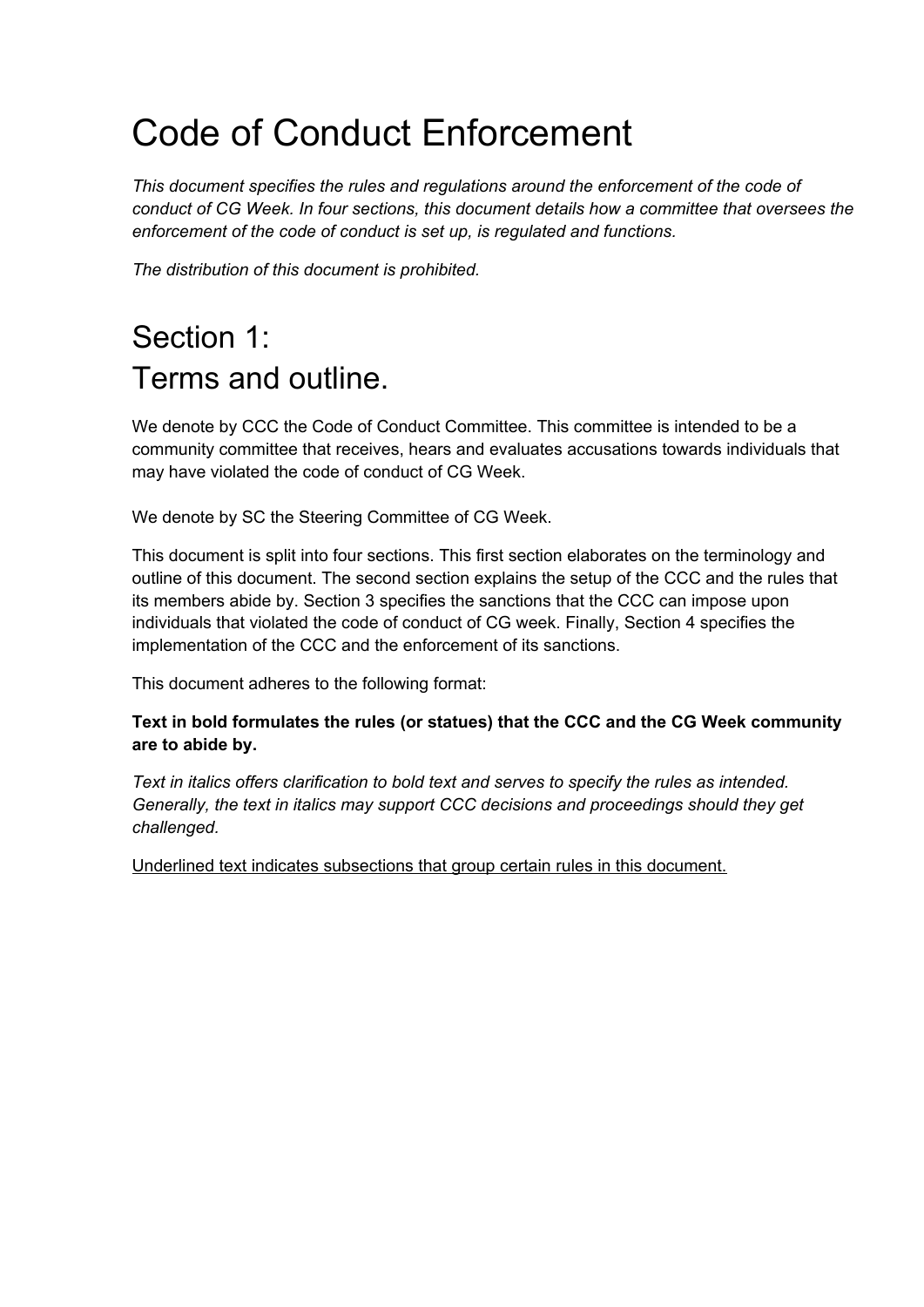# Code of Conduct Enforcement

*This document specifies the rules and regulations around the enforcement of the code of conduct of CG Week. In four sections, this document details how a committee that oversees the enforcement of the code of conduct is set up, is regulated and functions.*

*The distribution of this document is prohibited.*

## Section 1:
## Terms and outline.

We denote by CCC the Code of Conduct Committee. This committee is intended to be a community committee that receives, hears and evaluates accusations towards individuals that may have violated the code of conduct of CG Week.

We denote by SC the Steering Committee of CG Week.

This document is split into four sections. This first section elaborates on the terminology and outline of this document. The second section explains the setup of the CCC and the rules that its members abide by. Section 3 specifies the sanctions that the CCC can impose upon individuals that violated the code of conduct of CG week. Finally, Section 4 specifies the implementation of the CCC and the enforcement of its sanctions.

This document adheres to the following format:

**Text in bold formulates the rules (or statues) that the CCC and the CG Week community are to abide by.**

*Text in italics offers clarification to bold text and serves to specify the rules as intended. Generally, the text in italics may support CCC decisions and proceedings should they get challenged.*

<u>Underlined text indicates subsections that group certain rules in this document.</u>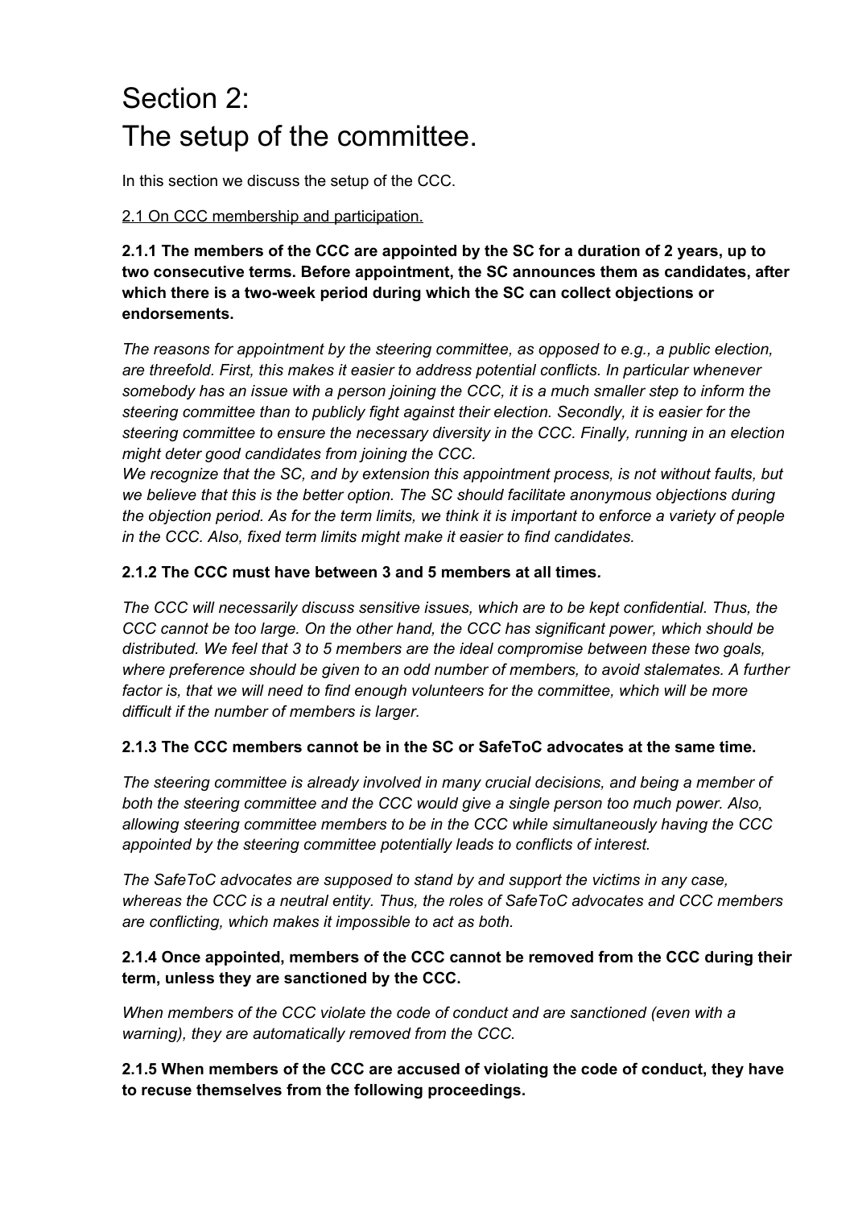# Section 2:
# The setup of the committee.

In this section we discuss the setup of the CCC.

<u>2.1 On CCC membership and participation.</u>

**2.1.1 The members of the CCC are appointed by the SC for a duration of 2 years, up to two consecutive terms. Before appointment, the SC announces them as candidates, after which there is a two-week period during which the SC can collect objections or endorsements.**

*The reasons for appointment by the steering committee, as opposed to e.g., a public election, are threefold. First, this makes it easier to address potential conflicts. In particular whenever somebody has an issue with a person joining the CCC, it is a much smaller step to inform the steering committee than to publicly fight against their election. Secondly, it is easier for the steering committee to ensure the necessary diversity in the CCC. Finally, running in an election might deter good candidates from joining the CCC.*
*We recognize that the SC, and by extension this appointment process, is not without faults, but we believe that this is the better option. The SC should facilitate anonymous objections during the objection period. As for the term limits, we think it is important to enforce a variety of people in the CCC. Also, fixed term limits might make it easier to find candidates.*

**2.1.2 The CCC must have between 3 and 5 members at all times.**

*The CCC will necessarily discuss sensitive issues, which are to be kept confidential. Thus, the CCC cannot be too large. On the other hand, the CCC has significant power, which should be distributed. We feel that 3 to 5 members are the ideal compromise between these two goals, where preference should be given to an odd number of members, to avoid stalemates. A further factor is, that we will need to find enough volunteers for the committee, which will be more difficult if the number of members is larger.*

**2.1.3 The CCC members cannot be in the SC or SafeToC advocates at the same time.**

*The steering committee is already involved in many crucial decisions, and being a member of both the steering committee and the CCC would give a single person too much power. Also, allowing steering committee members to be in the CCC while simultaneously having the CCC appointed by the steering committee potentially leads to conflicts of interest.*

*The SafeToC advocates are supposed to stand by and support the victims in any case, whereas the CCC is a neutral entity. Thus, the roles of SafeToC advocates and CCC members are conflicting, which makes it impossible to act as both.*

**2.1.4 Once appointed, members of the CCC cannot be removed from the CCC during their term, unless they are sanctioned by the CCC.**

*When members of the CCC violate the code of conduct and are sanctioned (even with a warning), they are automatically removed from the CCC.*

**2.1.5 When members of the CCC are accused of violating the code of conduct, they have to recuse themselves from the following proceedings.**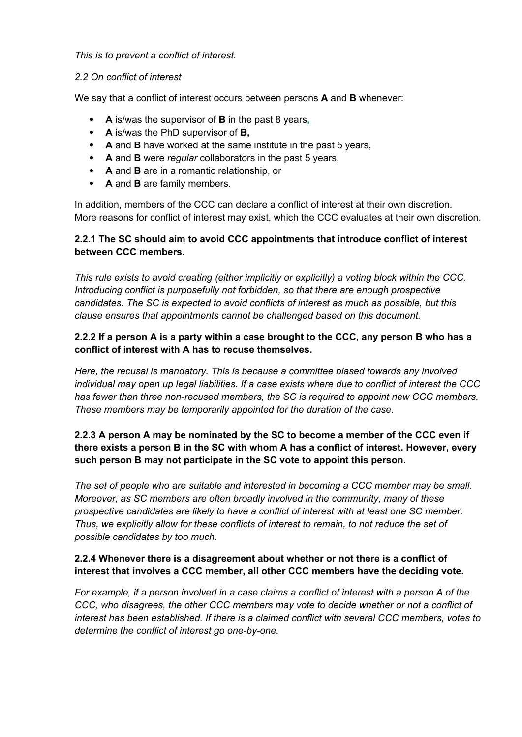*This is to prevent a conflict of interest.*

*2.2 On conflict of interest*

We say that a conflict of interest occurs between persons **A** and **B** whenever:

- **A** is/was the supervisor of **B** in the past 8 years,
- **A** is/was the PhD supervisor of **B,**
- **A** and **B** have worked at the same institute in the past 5 years,
- **A** and **B** were *regular* collaborators in the past 5 years,
- **A** and **B** are in a romantic relationship, or
- **A** and **B** are family members.

In addition, members of the CCC can declare a conflict of interest at their own discretion. More reasons for conflict of interest may exist, which the CCC evaluates at their own discretion.

### 2.2.1 The SC should aim to avoid CCC appointments that introduce conflict of interest between CCC members.

*This rule exists to avoid creating (either implicitly or explicitly) a voting block within the CCC. Introducing conflict is purposefully not forbidden, so that there are enough prospective candidates. The SC is expected to avoid conflicts of interest as much as possible, but this clause ensures that appointments cannot be challenged based on this document.*

### 2.2.2 If a person A is a party within a case brought to the CCC, any person B who has a conflict of interest with A has to recuse themselves.

*Here, the recusal is mandatory. This is because a committee biased towards any involved individual may open up legal liabilities. If a case exists where due to conflict of interest the CCC has fewer than three non-recused members, the SC is required to appoint new CCC members. These members may be temporarily appointed for the duration of the case.*

### 2.2.3 A person A may be nominated by the SC to become a member of the CCC even if there exists a person B in the SC with whom A has a conflict of interest. However, every such person B may not participate in the SC vote to appoint this person.

*The set of people who are suitable and interested in becoming a CCC member may be small. Moreover, as SC members are often broadly involved in the community, many of these prospective candidates are likely to have a conflict of interest with at least one SC member. Thus, we explicitly allow for these conflicts of interest to remain, to not reduce the set of possible candidates by too much.*

### 2.2.4 Whenever there is a disagreement about whether or not there is a conflict of interest that involves a CCC member, all other CCC members have the deciding vote.

*For example, if a person involved in a case claims a conflict of interest with a person A of the CCC, who disagrees, the other CCC members may vote to decide whether or not a conflict of interest has been established. If there is a claimed conflict with several CCC members, votes to determine the conflict of interest go one-by-one.*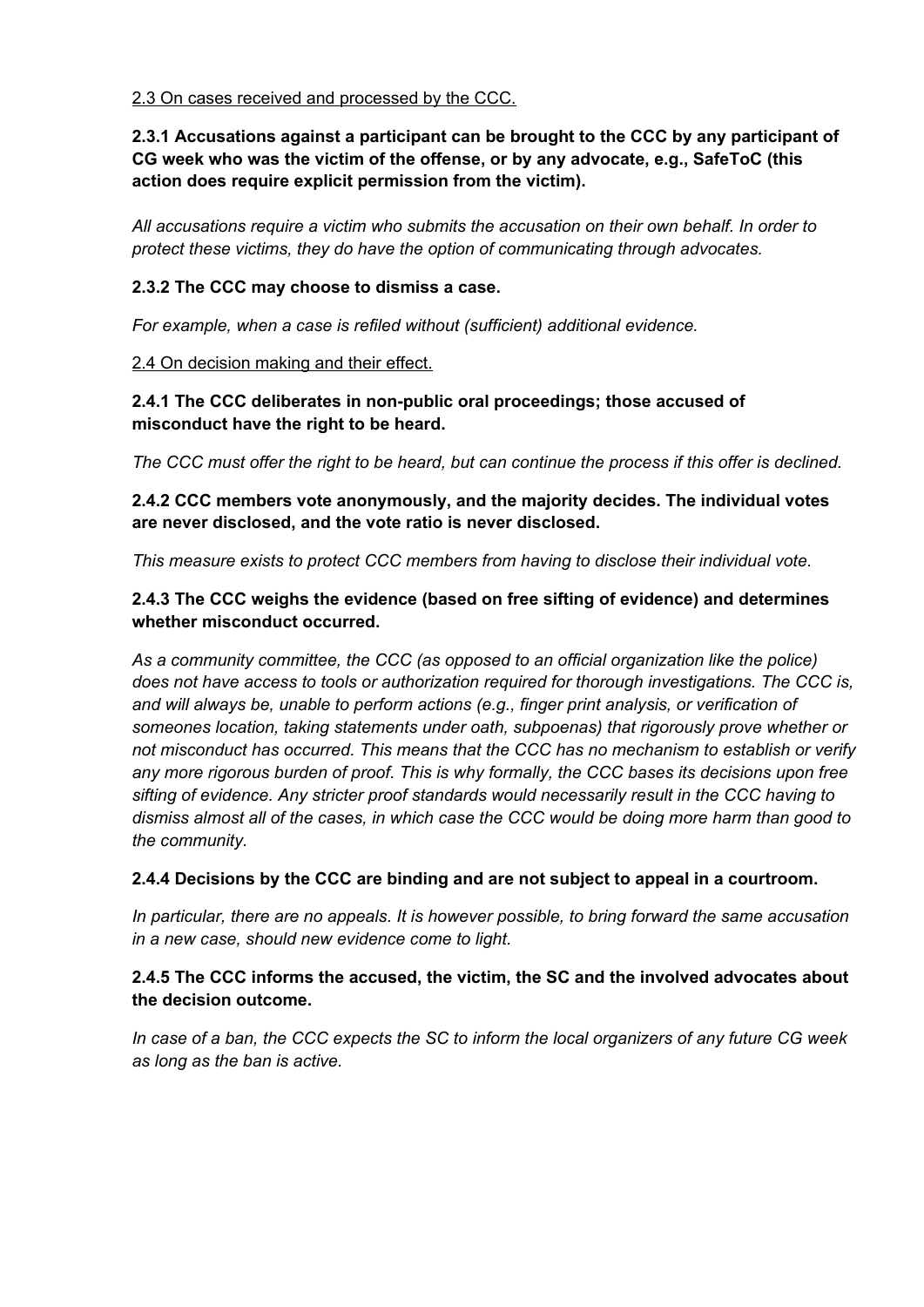<u>2.3 On cases received and processed by the CCC.</u>

**2.3.1 Accusations against a participant can be brought to the CCC by any participant of CG week who was the victim of the offense, or by any advocate, e.g., SafeToC (this action does require explicit permission from the victim).**

*All accusations require a victim who submits the accusation on their own behalf. In order to protect these victims, they do have the option of communicating through advocates.*

**2.3.2 The CCC may choose to dismiss a case.**

*For example, when a case is refiled without (sufficient) additional evidence.*

<u>2.4 On decision making and their effect.</u>

**2.4.1 The CCC deliberates in non-public oral proceedings; those accused of misconduct have the right to be heard.**

*The CCC must offer the right to be heard, but can continue the process if this offer is declined.*

**2.4.2 CCC members vote anonymously, and the majority decides. The individual votes are never disclosed, and the vote ratio is never disclosed.**

*This measure exists to protect CCC members from having to disclose their individual vote.*

**2.4.3 The CCC weighs the evidence (based on free sifting of evidence) and determines whether misconduct occurred.**

*As a community committee, the CCC (as opposed to an official organization like the police) does not have access to tools or authorization required for thorough investigations. The CCC is, and will always be, unable to perform actions (e.g., finger print analysis, or verification of someones location, taking statements under oath, subpoenas) that rigorously prove whether or not misconduct has occurred. This means that the CCC has no mechanism to establish or verify any more rigorous burden of proof. This is why formally, the CCC bases its decisions upon free sifting of evidence. Any stricter proof standards would necessarily result in the CCC having to dismiss almost all of the cases, in which case the CCC would be doing more harm than good to the community.*

**2.4.4 Decisions by the CCC are binding and are not subject to appeal in a courtroom.**

*In particular, there are no appeals. It is however possible, to bring forward the same accusation in a new case, should new evidence come to light.*

**2.4.5 The CCC informs the accused, the victim, the SC and the involved advocates about the decision outcome.**

*In case of a ban, the CCC expects the SC to inform the local organizers of any future CG week as long as the ban is active.*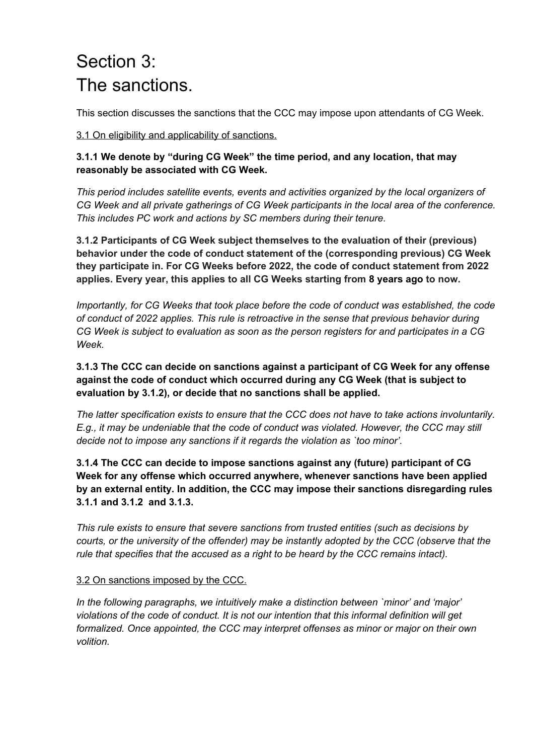# Section 3:
# The sanctions.

This section discusses the sanctions that the CCC may impose upon attendants of CG Week.

3.1 On eligibility and applicability of sanctions.

**3.1.1 We denote by "during CG Week" the time period, and any location, that may reasonably be associated with CG Week.**

*This period includes satellite events, events and activities organized by the local organizers of CG Week and all private gatherings of CG Week participants in the local area of the conference. This includes PC work and actions by SC members during their tenure.*

**3.1.2 Participants of CG Week subject themselves to the evaluation of their (previous) behavior under the code of conduct statement of the (corresponding previous) CG Week they participate in. For CG Weeks before 2022, the code of conduct statement from 2022 applies. Every year, this applies to all CG Weeks starting from 8 years ago to now.**

*Importantly, for CG Weeks that took place before the code of conduct was established, the code of conduct of 2022 applies. This rule is retroactive in the sense that previous behavior during CG Week is subject to evaluation as soon as the person registers for and participates in a CG Week.*

**3.1.3 The CCC can decide on sanctions against a participant of CG Week for any offense against the code of conduct which occurred during any CG Week (that is subject to evaluation by 3.1.2), or decide that no sanctions shall be applied.**

*The latter specification exists to ensure that the CCC does not have to take actions involuntarily. E.g., it may be undeniable that the code of conduct was violated. However, the CCC may still decide not to impose any sanctions if it regards the violation as `too minor'.*

**3.1.4 The CCC can decide to impose sanctions against any (future) participant of CG Week for any offense which occurred anywhere, whenever sanctions have been applied by an external entity. In addition, the CCC may impose their sanctions disregarding rules 3.1.1 and 3.1.2 and 3.1.3.**

*This rule exists to ensure that severe sanctions from trusted entities (such as decisions by courts, or the university of the offender) may be instantly adopted by the CCC (observe that the rule that specifies that the accused as a right to be heard by the CCC remains intact).*

3.2 On sanctions imposed by the CCC.

*In the following paragraphs, we intuitively make a distinction between `minor' and 'major' violations of the code of conduct. It is not our intention that this informal definition will get formalized. Once appointed, the CCC may interpret offenses as minor or major on their own volition.*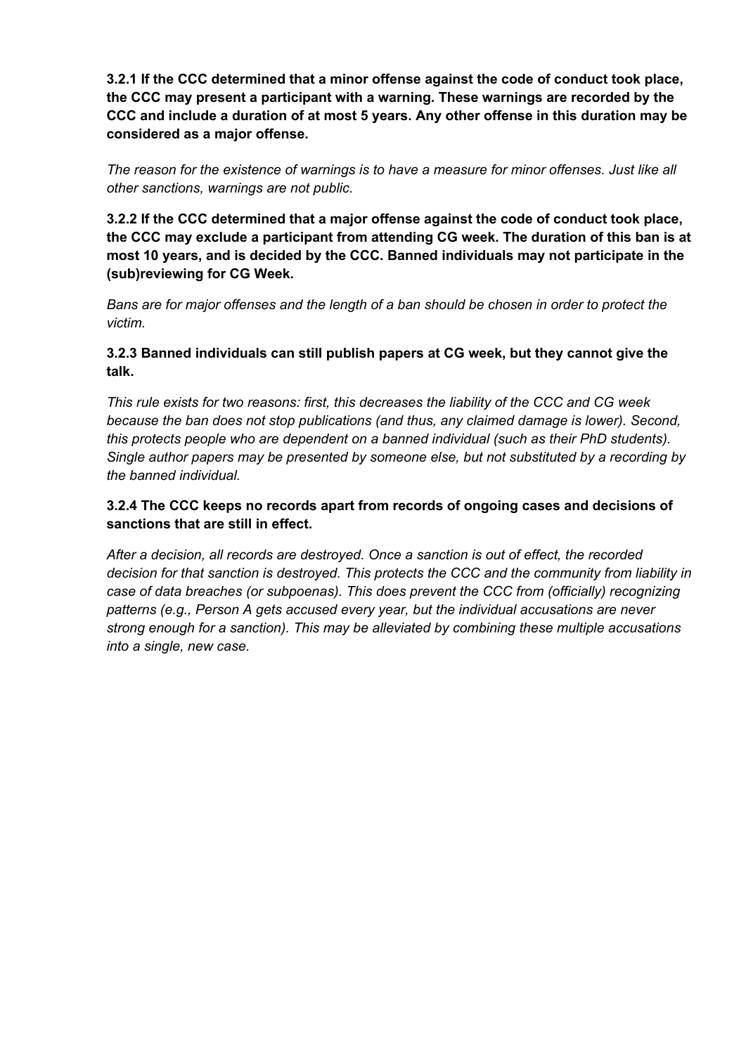**3.2.1 If the CCC determined that a minor offense against the code of conduct took place, the CCC may present a participant with a warning. These warnings are recorded by the CCC and include a duration of at most 5 years. Any other offense in this duration may be considered as a major offense.**

*The reason for the existence of warnings is to have a measure for minor offenses. Just like all other sanctions, warnings are not public.*

**3.2.2 If the CCC determined that a major offense against the code of conduct took place, the CCC may exclude a participant from attending CG week. The duration of this ban is at most 10 years, and is decided by the CCC. Banned individuals may not participate in the (sub)reviewing for CG Week.**

*Bans are for major offenses and the length of a ban should be chosen in order to protect the victim.*

**3.2.3 Banned individuals can still publish papers at CG week, but they cannot give the talk.**

*This rule exists for two reasons: first, this decreases the liability of the CCC and CG week because the ban does not stop publications (and thus, any claimed damage is lower). Second, this protects people who are dependent on a banned individual (such as their PhD students). Single author papers may be presented by someone else, but not substituted by a recording by the banned individual.*

**3.2.4 The CCC keeps no records apart from records of ongoing cases and decisions of sanctions that are still in effect.**

*After a decision, all records are destroyed. Once a sanction is out of effect, the recorded decision for that sanction is destroyed. This protects the CCC and the community from liability in case of data breaches (or subpoenas). This does prevent the CCC from (officially) recognizing patterns (e.g., Person A gets accused every year, but the individual accusations are never strong enough for a sanction). This may be alleviated by combining these multiple accusations into a single, new case.*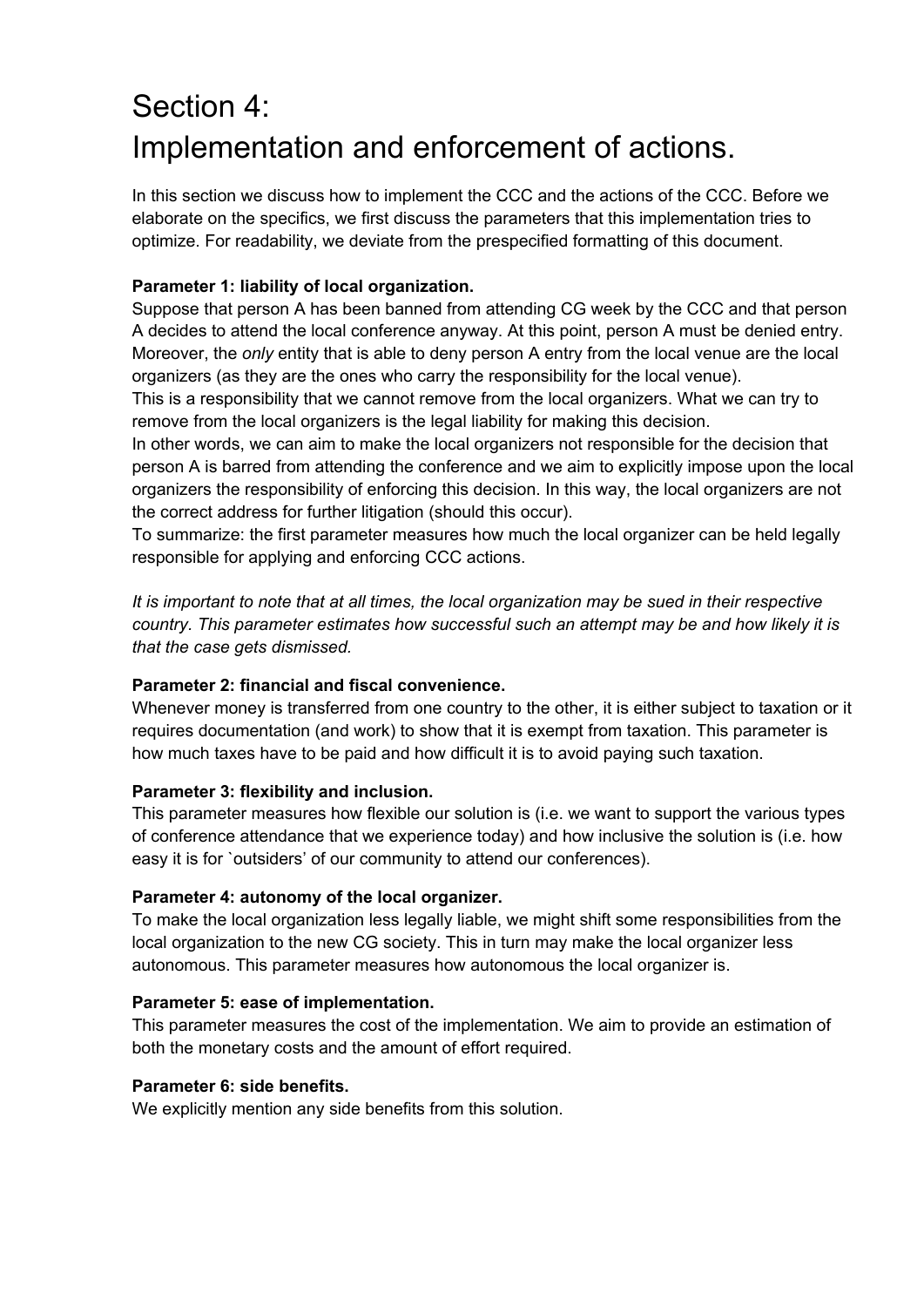# Section 4:
# Implementation and enforcement of actions.

In this section we discuss how to implement the CCC and the actions of the CCC. Before we elaborate on the specifics, we first discuss the parameters that this implementation tries to optimize. For readability, we deviate from the prespecified formatting of this document.

**Parameter 1: liability of local organization.**

Suppose that person A has been banned from attending CG week by the CCC and that person A decides to attend the local conference anyway. At this point, person A must be denied entry. Moreover, the *only* entity that is able to deny person A entry from the local venue are the local organizers (as they are the ones who carry the responsibility for the local venue).

This is a responsibility that we cannot remove from the local organizers. What we can try to remove from the local organizers is the legal liability for making this decision.

In other words, we can aim to make the local organizers not responsible for the decision that person A is barred from attending the conference and we aim to explicitly impose upon the local organizers the responsibility of enforcing this decision. In this way, the local organizers are not the correct address for further litigation (should this occur).

To summarize: the first parameter measures how much the local organizer can be held legally responsible for applying and enforcing CCC actions.

*It is important to note that at all times, the local organization may be sued in their respective country. This parameter estimates how successful such an attempt may be and how likely it is that the case gets dismissed.*

**Parameter 2: financial and fiscal convenience.**

Whenever money is transferred from one country to the other, it is either subject to taxation or it requires documentation (and work) to show that it is exempt from taxation. This parameter is how much taxes have to be paid and how difficult it is to avoid paying such taxation.

**Parameter 3: flexibility and inclusion.**

This parameter measures how flexible our solution is (i.e. we want to support the various types of conference attendance that we experience today) and how inclusive the solution is (i.e. how easy it is for `outsiders' of our community to attend our conferences).

**Parameter 4: autonomy of the local organizer.**

To make the local organization less legally liable, we might shift some responsibilities from the local organization to the new CG society. This in turn may make the local organizer less autonomous. This parameter measures how autonomous the local organizer is.

**Parameter 5: ease of implementation.**

This parameter measures the cost of the implementation. We aim to provide an estimation of both the monetary costs and the amount of effort required.

**Parameter 6: side benefits.**

We explicitly mention any side benefits from this solution.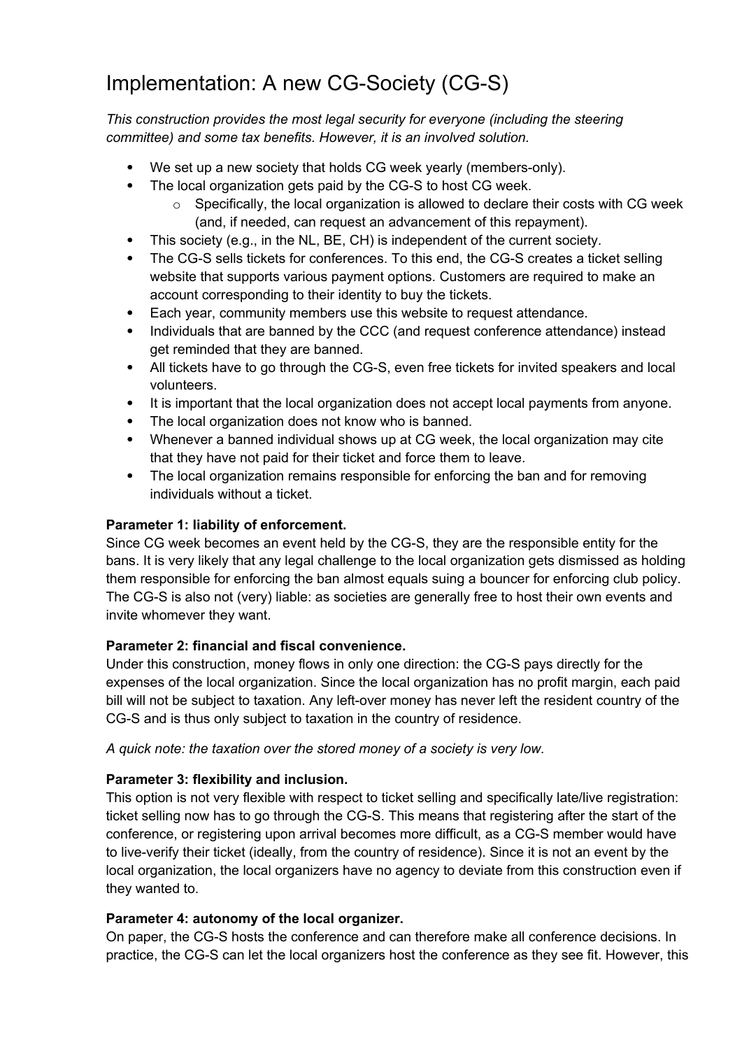# Implementation: A new CG-Society (CG-S)

*This construction provides the most legal security for everyone (including the steering committee) and some tax benefits. However, it is an involved solution.*

- We set up a new society that holds CG week yearly (members-only).
- The local organization gets paid by the CG-S to host CG week.
  - Specifically, the local organization is allowed to declare their costs with CG week (and, if needed, can request an advancement of this repayment).
- This society (e.g., in the NL, BE, CH) is independent of the current society.
- The CG-S sells tickets for conferences. To this end, the CG-S creates a ticket selling website that supports various payment options. Customers are required to make an account corresponding to their identity to buy the tickets.
- Each year, community members use this website to request attendance.
- Individuals that are banned by the CCC (and request conference attendance) instead get reminded that they are banned.
- All tickets have to go through the CG-S, even free tickets for invited speakers and local volunteers.
- It is important that the local organization does not accept local payments from anyone.
- The local organization does not know who is banned.
- Whenever a banned individual shows up at CG week, the local organization may cite that they have not paid for their ticket and force them to leave.
- The local organization remains responsible for enforcing the ban and for removing individuals without a ticket.

**Parameter 1: liability of enforcement.**
Since CG week becomes an event held by the CG-S, they are the responsible entity for the bans. It is very likely that any legal challenge to the local organization gets dismissed as holding them responsible for enforcing the ban almost equals suing a bouncer for enforcing club policy. The CG-S is also not (very) liable: as societies are generally free to host their own events and invite whomever they want.

**Parameter 2: financial and fiscal convenience.**
Under this construction, money flows in only one direction: the CG-S pays directly for the expenses of the local organization. Since the local organization has no profit margin, each paid bill will not be subject to taxation. Any left-over money has never left the resident country of the CG-S and is thus only subject to taxation in the country of residence.

*A quick note: the taxation over the stored money of a society is very low.*

**Parameter 3: flexibility and inclusion.**
This option is not very flexible with respect to ticket selling and specifically late/live registration: ticket selling now has to go through the CG-S. This means that registering after the start of the conference, or registering upon arrival becomes more difficult, as a CG-S member would have to live-verify their ticket (ideally, from the country of residence). Since it is not an event by the local organization, the local organizers have no agency to deviate from this construction even if they wanted to.

**Parameter 4: autonomy of the local organizer.**
On paper, the CG-S hosts the conference and can therefore make all conference decisions. In practice, the CG-S can let the local organizers host the conference as they see fit. However, this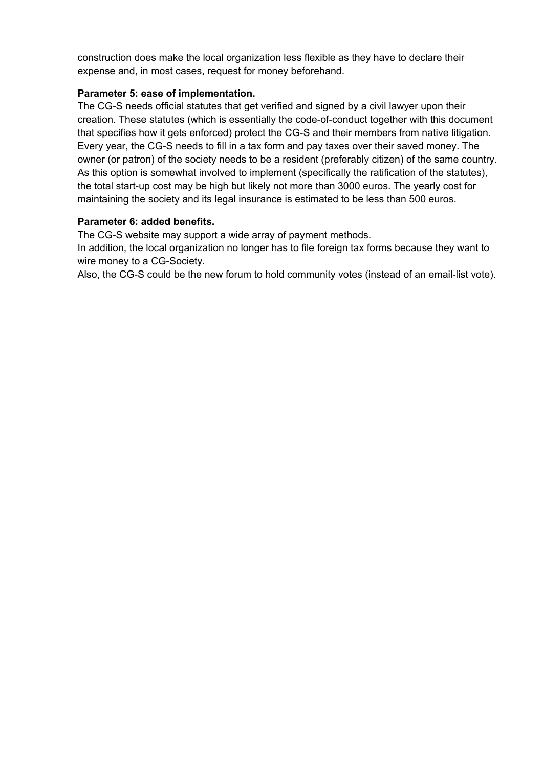construction does make the local organization less flexible as they have to declare their expense and, in most cases, request for money beforehand.

**Parameter 5: ease of implementation.**

The CG-S needs official statutes that get verified and signed by a civil lawyer upon their creation. These statutes (which is essentially the code-of-conduct together with this document that specifies how it gets enforced) protect the CG-S and their members from native litigation. Every year, the CG-S needs to fill in a tax form and pay taxes over their saved money. The owner (or patron) of the society needs to be a resident (preferably citizen) of the same country. As this option is somewhat involved to implement (specifically the ratification of the statutes), the total start-up cost may be high but likely not more than 3000 euros. The yearly cost for maintaining the society and its legal insurance is estimated to be less than 500 euros.

**Parameter 6: added benefits.**

The CG-S website may support a wide array of payment methods.

In addition, the local organization no longer has to file foreign tax forms because they want to wire money to a CG-Society.

Also, the CG-S could be the new forum to hold community votes (instead of an email-list vote).